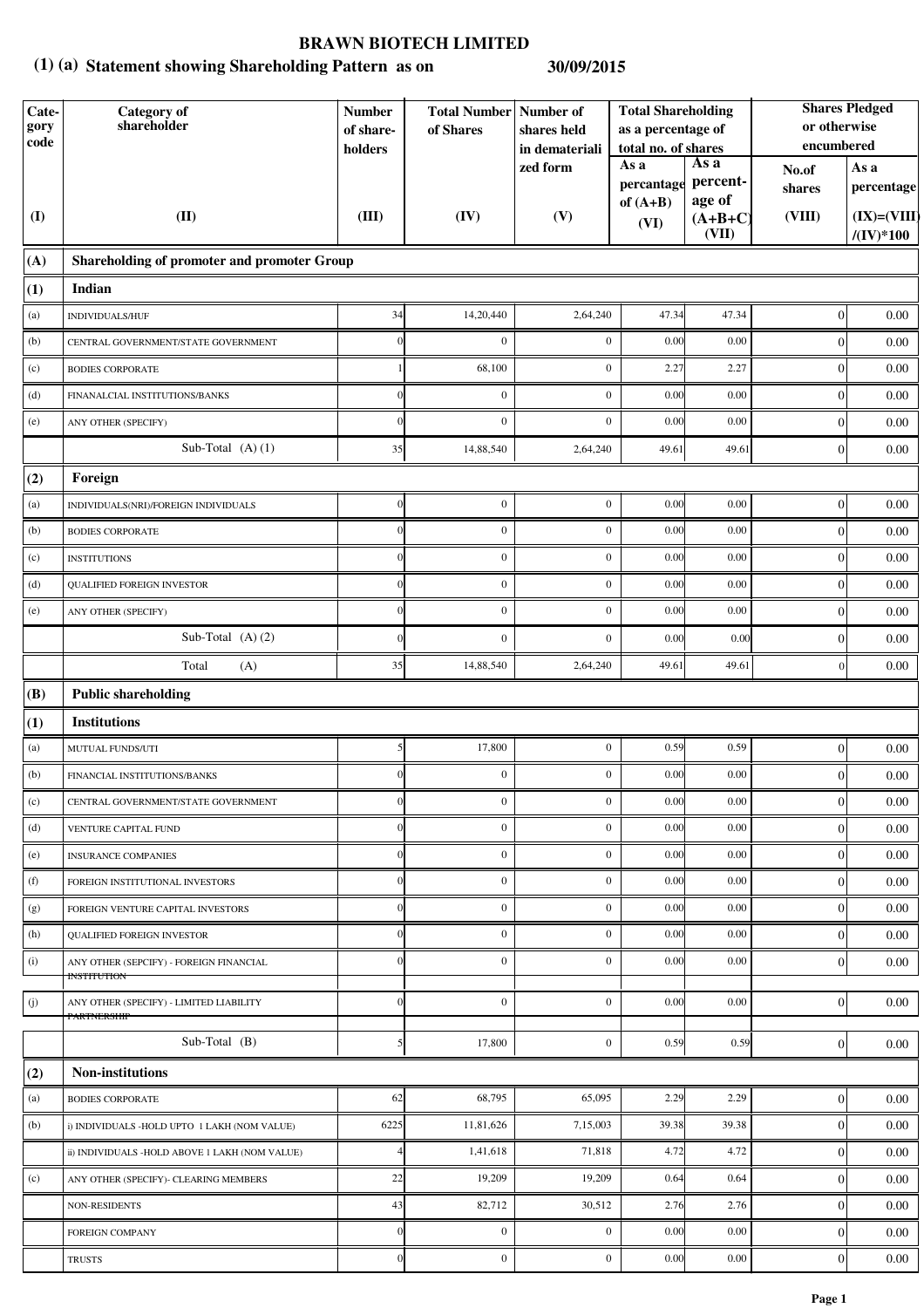# BRAWN BIOTECH LIMITED

## (1) (a) Statement showing Shareholding Pattern as on 30/09/2015

| Category code | Category of shareholder | Number of share-holders | Total Number of Shares | Number of shares held in dematerialized form | Total Shareholding as a percentage of total no. of shares | | Shares Pledged or otherwise encumbered | |
|---|---|---|---|---|---|---|---|---|
| | | | | | As a percantage of (A+B) | As a percent-age of (A+B+C) | No.of shares | As a percentage |
| (I) | (II) | (III) | (IV) | (V) | (VI) | (VII) | (VIII) | (IX)=(VIII)/(IV)*100 |
| **(A)** | **Shareholding of promoter and promoter Group** | | | | | | | |
| **(1)** | **Indian** | | | | | | | |
| (a) | INDIVIDUALS/HUF | 34 | 14,20,440 | 2,64,240 | 47.34 | 47.34 | 0 | 0.00 |
| (b) | CENTRAL GOVERNMENT/STATE GOVERNMENT | 0 | 0 | 0 | 0.00 | 0.00 | 0 | 0.00 |
| (c) | BODIES CORPORATE | 1 | 68,100 | 0 | 2.27 | 2.27 | 0 | 0.00 |
| (d) | FINANALCIAL INSTITUTIONS/BANKS | 0 | 0 | 0 | 0.00 | 0.00 | 0 | 0.00 |
| (e) | ANY OTHER (SPECIFY) | 0 | 0 | 0 | 0.00 | 0.00 | 0 | 0.00 |
| | Sub-Total (A) (1) | 35 | 14,88,540 | 2,64,240 | 49.61 | 49.61 | 0 | 0.00 |
| **(2)** | **Foreign** | | | | | | | |
| (a) | INDIVIDUALS(NRI)/FOREIGN INDIVIDUALS | 0 | 0 | 0 | 0.00 | 0.00 | 0 | 0.00 |
| (b) | BODIES CORPORATE | 0 | 0 | 0 | 0.00 | 0.00 | 0 | 0.00 |
| (c) | INSTITUTIONS | 0 | 0 | 0 | 0.00 | 0.00 | 0 | 0.00 |
| (d) | QUALIFIED FOREIGN INVESTOR | 0 | 0 | 0 | 0.00 | 0.00 | 0 | 0.00 |
| (e) | ANY OTHER (SPECIFY) | 0 | 0 | 0 | 0.00 | 0.00 | 0 | 0.00 |
| | Sub-Total (A) (2) | 0 | 0 | 0 | 0.00 | 0.00 | 0 | 0.00 |
| | Total (A) | 35 | 14,88,540 | 2,64,240 | 49.61 | 49.61 | 0 | 0.00 |
| **(B)** | **Public shareholding** | | | | | | | |
| **(1)** | **Institutions** | | | | | | | |
| (a) | MUTUAL FUNDS/UTI | 5 | 17,800 | 0 | 0.59 | 0.59 | 0 | 0.00 |
| (b) | FINANCIAL INSTITUTIONS/BANKS | 0 | 0 | 0 | 0.00 | 0.00 | 0 | 0.00 |
| (c) | CENTRAL GOVERNMENT/STATE GOVERNMENT | 0 | 0 | 0 | 0.00 | 0.00 | 0 | 0.00 |
| (d) | VENTURE CAPITAL FUND | 0 | 0 | 0 | 0.00 | 0.00 | 0 | 0.00 |
| (e) | INSURANCE COMPANIES | 0 | 0 | 0 | 0.00 | 0.00 | 0 | 0.00 |
| (f) | FOREIGN INSTITUTIONAL INVESTORS | 0 | 0 | 0 | 0.00 | 0.00 | 0 | 0.00 |
| (g) | FOREIGN VENTURE CAPITAL INVESTORS | 0 | 0 | 0 | 0.00 | 0.00 | 0 | 0.00 |
| (h) | QUALIFIED FOREIGN INVESTOR | 0 | 0 | 0 | 0.00 | 0.00 | 0 | 0.00 |
| (i) | ANY OTHER (SEPCIFY) - FOREIGN FINANCIAL INSTITUTION | 0 | 0 | 0 | 0.00 | 0.00 | 0 | 0.00 |
| (j) | ANY OTHER (SPECIFY) - LIMITED LIABILITY PARTNERSHIP | 0 | 0 | 0 | 0.00 | 0.00 | 0 | 0.00 |
| | Sub-Total (B) | 5 | 17,800 | 0 | 0.59 | 0.59 | 0 | 0.00 |
| **(2)** | **Non-institutions** | | | | | | | |
| (a) | BODIES CORPORATE | 62 | 68,795 | 65,095 | 2.29 | 2.29 | 0 | 0.00 |
| (b) | i) INDIVIDUALS -HOLD UPTO 1 LAKH (NOM VALUE) | 6225 | 11,81,626 | 7,15,003 | 39.38 | 39.38 | 0 | 0.00 |
| | ii) INDIVIDUALS -HOLD ABOVE 1 LAKH (NOM VALUE) | 4 | 1,41,618 | 71,818 | 4.72 | 4.72 | 0 | 0.00 |
| (c) | ANY OTHER (SPECIFY)- CLEARING MEMBERS | 22 | 19,209 | 19,209 | 0.64 | 0.64 | 0 | 0.00 |
| | NON-RESIDENTS | 43 | 82,712 | 30,512 | 2.76 | 2.76 | 0 | 0.00 |
| | FOREIGN COMPANY | 0 | 0 | 0 | 0.00 | 0.00 | 0 | 0.00 |
| | TRUSTS | 0 | 0 | 0 | 0.00 | 0.00 | 0 | 0.00 |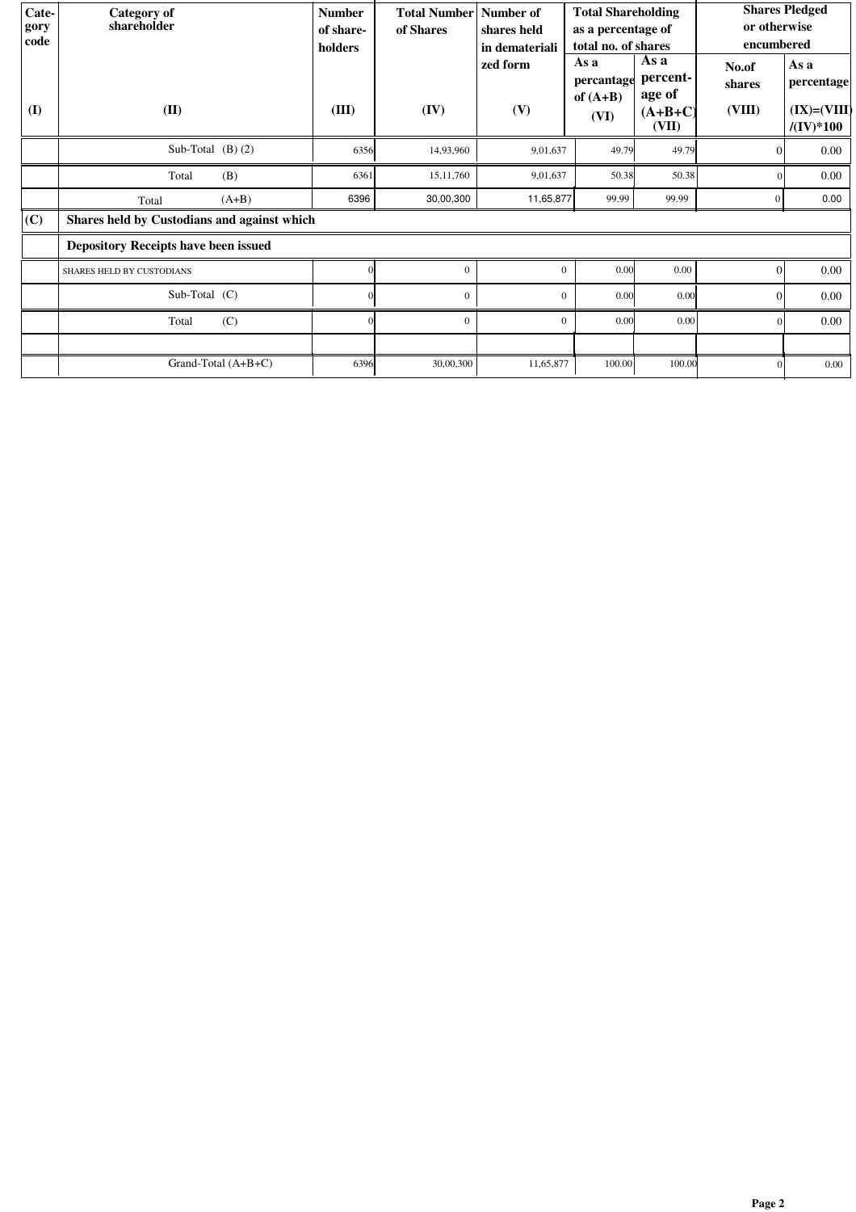| Category code | Category of shareholder | Number of share-holders | Total Number of Shares | Number of shares held in dematerialized form | Total Shareholding as a percentage of total no. of shares | | Shares Pledged or otherwise encumbered | |
|---|---|---|---|---|---|---|---|---|
| | | | | | As a percantage of (A+B) | As a percent-age of (A+B+C) | No.of shares | As a percentage |
| (I) | (II) | (III) | (IV) | (V) | (VI) | (VII) | (VIII) | (IX)=(VIII)/(IV)*100 |
| | Sub-Total (B) (2) | 6356 | 14,93,960 | 9,01,637 | 49.79 | 49.79 | 0 | 0.00 |
| | Total (B) | 6361 | 15,11,760 | 9,01,637 | 50.38 | 50.38 | 0 | 0.00 |
| | Total (A+B) | 6396 | 30,00,300 | 11,65,877 | 99.99 | 99.99 | 0 | 0.00 |
| (C) | **Shares held by Custodians and against which** | | | | | | | |
| | **Depository Receipts have been issued** | | | | | | | |
| | SHARES HELD BY CUSTODIANS | 0 | 0 | 0 | 0.00 | 0.00 | 0 | 0.00 |
| | Sub-Total (C) | 0 | 0 | 0 | 0.00 | 0.00 | 0 | 0.00 |
| | Total (C) | 0 | 0 | 0 | 0.00 | 0.00 | 0 | 0.00 |
| | | | | | | | | |
| | Grand-Total (A+B+C) | 6396 | 30,00,300 | 11,65,877 | 100.00 | 100.00 | 0 | 0.00 |